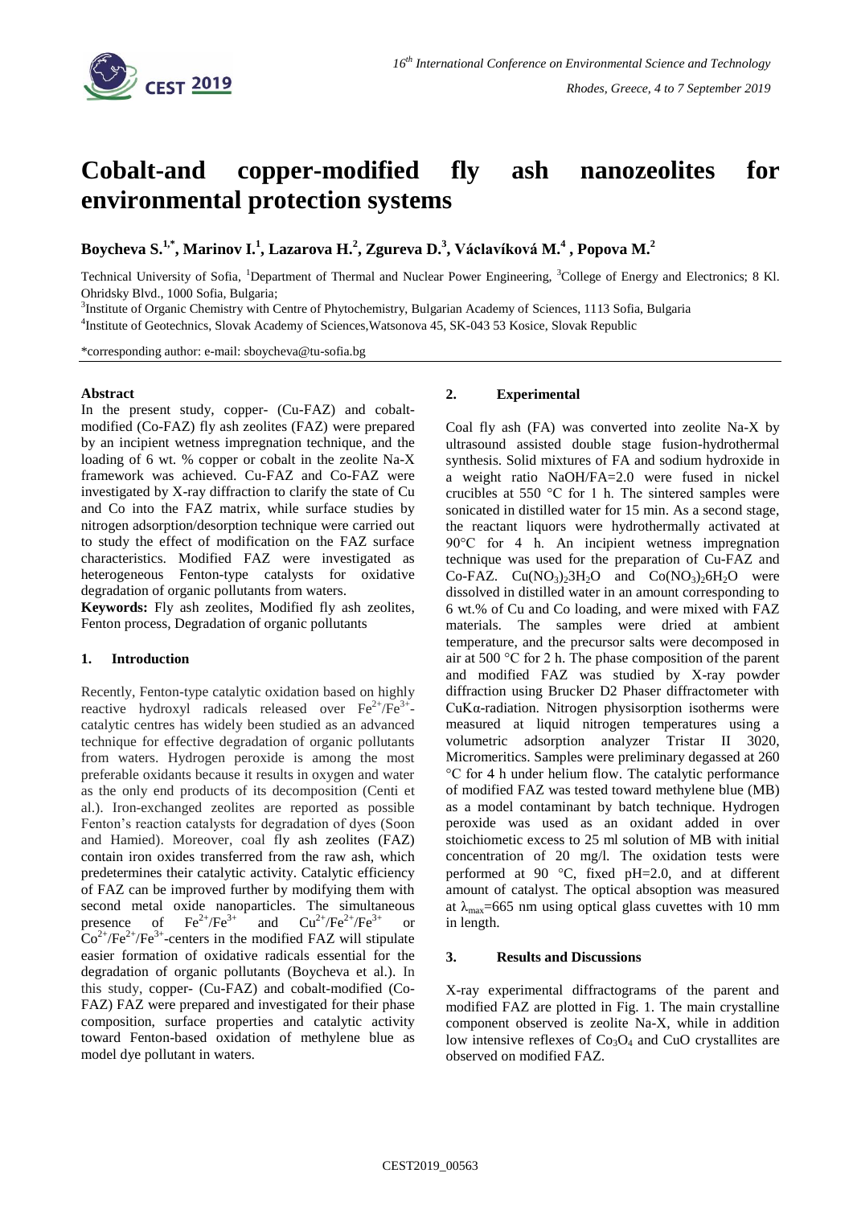# Cobalt-and copper-modified fly ash nanozeolites for environmental protection systems

**Boycheva S.[1,*], Marinov I.[1], Lazarova H.[2], Zgureva D.[3], Václavíková M.[4], Popova M.[2]**

Technical University of Sofia, [1]Department of Thermal and Nuclear Power Engineering, [3]College of Energy and Electronics; 8 Kl. Ohridsky Blvd., 1000 Sofia, Bulgaria;

[3]Institute of Organic Chemistry with Centre of Phytochemistry, Bulgarian Academy of Sciences, 1113 Sofia, Bulgaria

[4]Institute of Geotechnics, Slovak Academy of Sciences,Watsonova 45, SK-043 53 Kosice, Slovak Republic

*corresponding author: e-mail: sboycheva@tu-sofia.bg

**Abstract**

In the present study, copper- (Cu-FAZ) and cobalt-modified (Co-FAZ) fly ash zeolites (FAZ) were prepared by an incipient wetness impregnation technique, and the loading of 6 wt. % copper or cobalt in the zeolite Na-X framework was achieved. Cu-FAZ and Co-FAZ were investigated by X-ray diffraction to clarify the state of Cu and Co into the FAZ matrix, while surface studies by nitrogen adsorption/desorption technique were carried out to study the effect of modification on the FAZ surface characteristics. Modified FAZ were investigated as heterogeneous Fenton-type catalysts for oxidative degradation of organic pollutants from waters.

**Keywords:** Fly ash zeolites, Modified fly ash zeolites, Fenton process, Degradation of organic pollutants

## 1. Introduction

Recently, Fenton-type catalytic oxidation based on highly reactive hydroxyl radicals released over $Fe^{2+}/Fe^{3+}$-catalytic centres has widely been studied as an advanced technique for effective degradation of organic pollutants from waters. Hydrogen peroxide is among the most preferable oxidants because it results in oxygen and water as the only end products of its decomposition (Centi et al.). Iron-exchanged zeolites are reported as possible Fenton's reaction catalysts for degradation of dyes (Soon and Hamied). Moreover, coal fly ash zeolites (FAZ) contain iron oxides transferred from the raw ash, which predetermines their catalytic activity. Catalytic efficiency of FAZ can be improved further by modifying them with second metal oxide nanoparticles. The simultaneous presence of $Fe^{2+}/Fe^{3+}$ and $Cu^{2+}/Fe^{2+}/Fe^{3+}$ or $Co^{2+}/Fe^{2+}/Fe^{3+}$-centers in the modified FAZ will stipulate easier formation of oxidative radicals essential for the degradation of organic pollutants (Boycheva et al.). In this study, copper- (Cu-FAZ) and cobalt-modified (Co-FAZ) FAZ were prepared and investigated for their phase composition, surface properties and catalytic activity toward Fenton-based oxidation of methylene blue as model dye pollutant in waters.

## 2. Experimental

Coal fly ash (FA) was converted into zeolite Na-X by ultrasound assisted double stage fusion-hydrothermal synthesis. Solid mixtures of FA and sodium hydroxide in a weight ratio NaOH/FA=2.0 were fused in nickel crucibles at 550 °C for 1 h. The sintered samples were sonicated in distilled water for 15 min. As a second stage, the reactant liquors were hydrothermally activated at 90°C for 4 h. An incipient wetness impregnation technique was used for the preparation of Cu-FAZ and Co-FAZ. $Cu(NO_3)_2 3H_2O$ and $Co(NO_3)_2 6H_2O$ were dissolved in distilled water in an amount corresponding to 6 wt.% of Cu and Co loading, and were mixed with FAZ materials. The samples were dried at ambient temperature, and the precursor salts were decomposed in air at 500 °C for 2 h. The phase composition of the parent and modified FAZ was studied by X-ray powder diffraction using Brucker D2 Phaser diffractometer with CuKα-radiation. Nitrogen physisorption isotherms were measured at liquid nitrogen temperatures using a volumetric adsorption analyzer Tristar II 3020, Micromeritics. Samples were preliminary degassed at 260 °C for 4 h under helium flow. The catalytic performance of modified FAZ was tested toward methylene blue (MB) as a model contaminant by batch technique. Hydrogen peroxide was used as an oxidant added in over stoichiometic excess to 25 ml solution of MB with initial concentration of 20 mg/l. The oxidation tests were performed at 90 °C, fixed pH=2.0, and at different amount of catalyst. The optical absoption was measured at $\lambda_{max}$=665 nm using optical glass cuvettes with 10 mm in length.

## 3. Results and Discussions

X-ray experimental diffractograms of the parent and modified FAZ are plotted in Fig. 1. The main crystalline component observed is zeolite Na-X, while in addition low intensive reflexes of $Co_3O_4$ and CuO crystallites are observed on modified FAZ.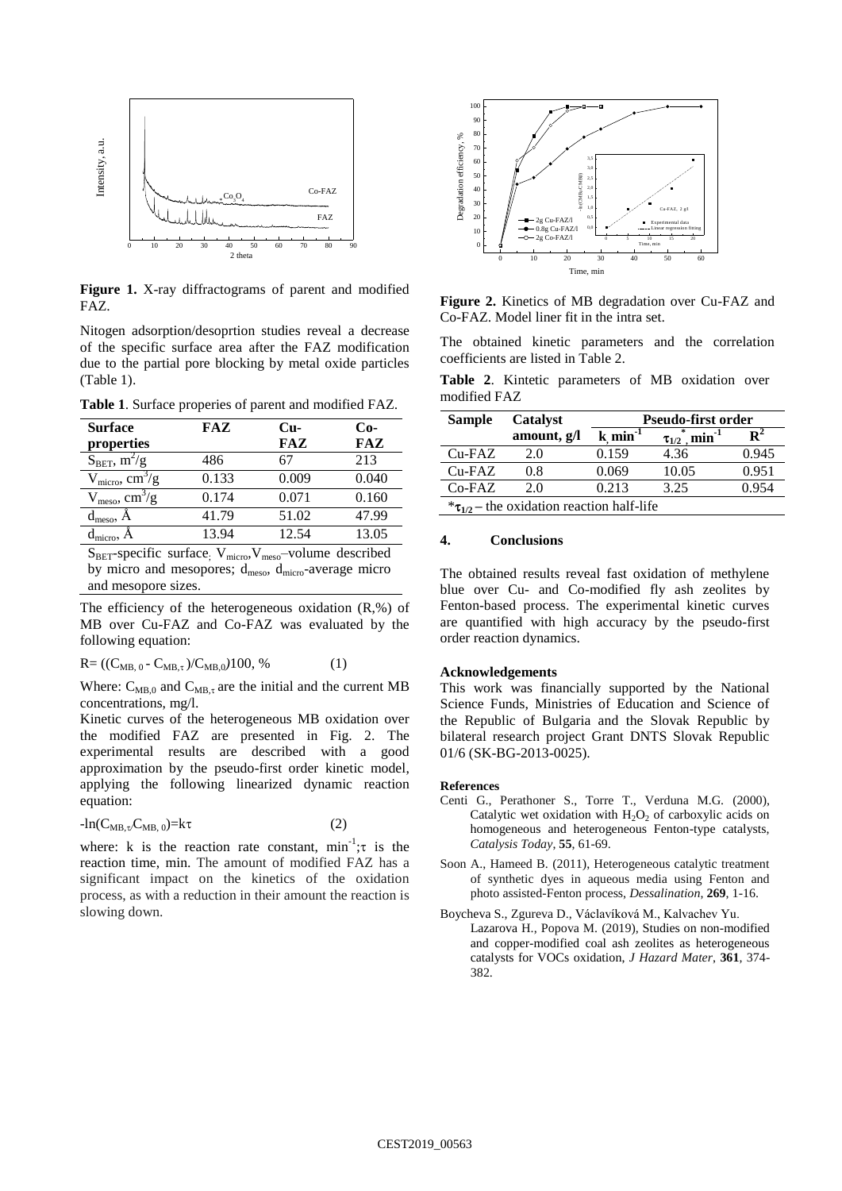Intensity, a.u.

Co₃O₄

Co-FAZ

FAZ

0 10 20 30 40 50 60 70 80 90

2 theta

**Figure 1.** X-ray diffractograms of parent and modified FAZ.

Nitogen adsorption/desoprtion studies reveal a decrease of the specific surface area after the FAZ modification due to the partial pore blocking by metal oxide particles (Table 1).

**Table 1**. Surface properies of parent and modified FAZ.

| Surface properties | FAZ | Cu-FAZ | Co-FAZ |
|---|---|---|---|
| $S_{BET}$, $m^2/g$ | 486 | 67 | 213 |
| $V_{micro}$, $cm^3/g$ | 0.133 | 0.009 | 0.040 |
| $V_{meso}$, $cm^3/g$ | 0.174 | 0.071 | 0.160 |
| $d_{meso}$, Å | 41.79 | 51.02 | 47.99 |
| $d_{micro}$, Å | 13.94 | 12.54 | 13.05 |

$S_{BET}$-specific surface; $V_{micro}$, $V_{meso}$–volume described by micro and mesopores; $d_{meso}$, $d_{micro}$-average micro and mesopore sizes.

The efficiency of the heterogeneous oxidation (R,%) of MB over Cu-FAZ and Co-FAZ was evaluated by the following equation:

$$R= ((C_{MB,0} - C_{MB,\tau})/C_{MB,0})100, \% \qquad (1)$$

Where: $C_{MB,0}$ and $C_{MB,\tau}$ are the initial and the current MB concentrations, mg/l.

Kinetic curves of the heterogeneous MB oxidation over the modified FAZ are presented in Fig. 2. The experimental results are described with a good approximation by the pseudo-first order kinetic model, applying the following linearized dynamic reaction equation:

$$-\ln(C_{MB,\tau}/C_{MB,0})=k\tau \qquad (2)$$

where: k is the reaction rate constant, $min^{-1}$; $\tau$ is the reaction time, min. The amount of modified FAZ has a significant impact on the kinetics of the oxidation process, as with a reduction in their amount the reaction is slowing down.

Degradation efficiency, %

Time, min

2g Cu-FAZ/l
0.8g Cu-FAZ/l
2g Co-FAZ/l

-ln(CMBt/CMB0)

Co-FAZ, 2 g/l

Experimental data
Linear regression fitting

Time, min

**Figure 2.** Kinetics of MB degradation over Cu-FAZ and Co-FAZ. Model liner fit in the intra set.

The obtained kinetic parameters and the correlation coefficients are listed in Table 2.

**Table 2**. Kintetic parameters of MB oxidation over modified FAZ

| Sample | Catalyst amount, g/l | Pseudo-first order | | |
|---|---|---|---|---|
| | | k, $min^{-1}$ | $\tau_{1/2}$*, $min^{-1}$ | $R^2$ |
| Cu-FAZ | 2.0 | 0.159 | 4.36 | 0.945 |
| Cu-FAZ | 0.8 | 0.069 | 10.05 | 0.951 |
| Co-FAZ | 2.0 | 0.213 | 3.25 | 0.954 |

*$\tau_{1/2}$ – the oxidation reaction half-life

## 4. Conclusions

The obtained results reveal fast oxidation of methylene blue over Cu- and Co-modified fly ash zeolites by Fenton-based process. The experimental kinetic curves are quantified with high accuracy by the pseudo-first order reaction dynamics.

### Acknowledgements

This work was financially supported by the National Science Funds, Ministries of Education and Science of the Republic of Bulgaria and the Slovak Republic by bilateral research project Grant DNTS Slovak Republic 01/6 (SK-BG-2013-0025).

### References

- Centi G., Perathoner S., Torre T., Verduna M.G. (2000), Catalytic wet oxidation with $H_2O_2$ of carboxylic acids on homogeneous and heterogeneous Fenton-type catalysts, *Catalysis Today*, **55**, 61-69.
- Soon A., Hameed B. (2011), Heterogeneous catalytic treatment of synthetic dyes in aqueous media using Fenton and photo assisted-Fenton process, *Dessalination*, **269**, 1-16.
- Boycheva S., Zgureva D., Václavíková M., Kalvachev Yu. Lazarova H., Popova M. (2019), Studies on non-modified and copper-modified coal ash zeolites as heterogeneous catalysts for VOCs oxidation, *J Hazard Mater*, **361**, 374-382.